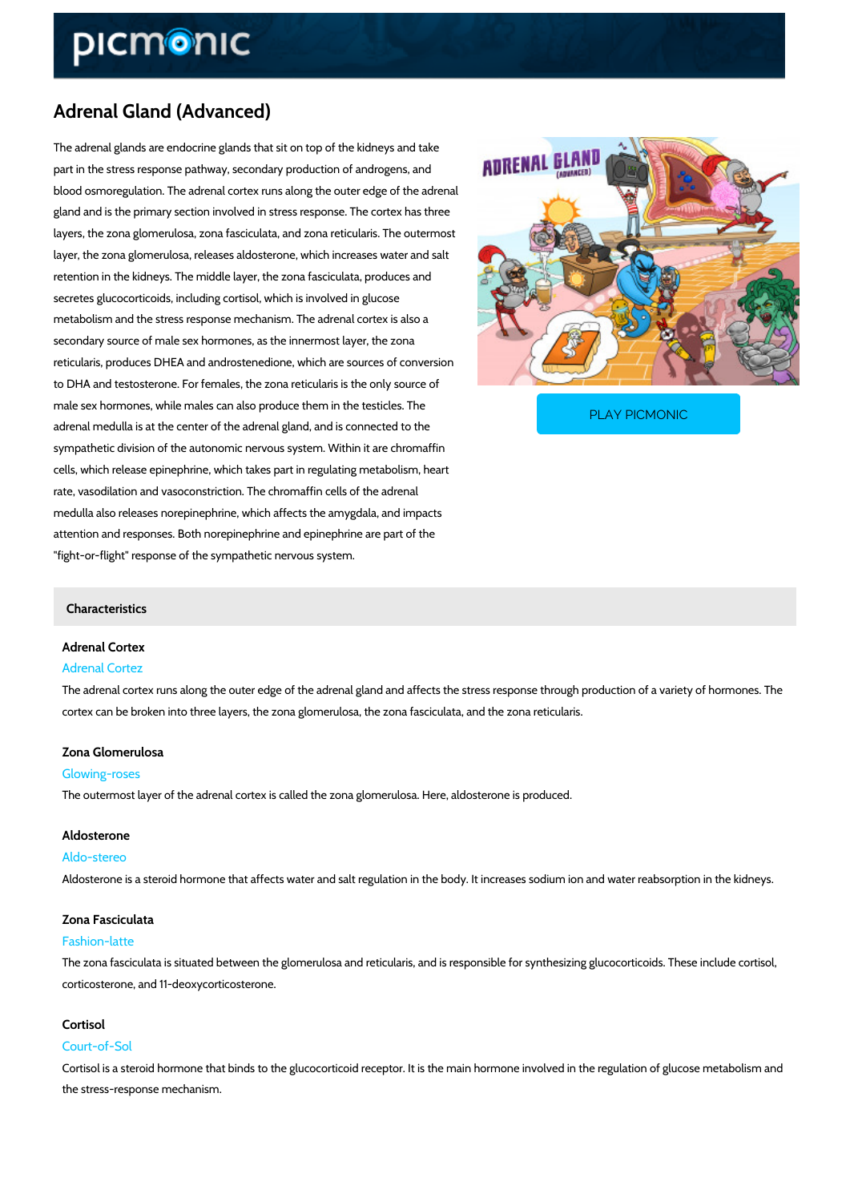# Adrenal Gland (Advanced)

The adrenal glands are endocrine glands that sit on top of the kidneys and take part in the stress response pathway, secondary production of androgens, and blood osmoregulation. The adrenal cortex runs along the outer edge of the adrenal gland and is the primary section involved in stress response. The cortex has three layers, the zona glomerulosa, zona fasciculata, and zona reticularis. The outermost layer, the zona glomerulosa, releases aldosterone, which increases water and salt retention in the kidneys. The middle layer, the zona fasciculata, produces and secretes glucocorticoids, including cortisol, which is involved in glucose metabolism and the stress response mechanism. The adrenal cortex is also a secondary source of male sex hormones, as the innermost layer, the zona reticularis, produces DHEA and androstenedione, which are sources of conversion to DHA and testosterone. For females, the zona reticularis is the only source of male sex hormones, while males can also produce them in the testicles. The adrenal medulla is at the center of the adrenal gland, and is connected to the sympathetic division of the autonomic nervous system. Within it are chromaffin cells, which release epinephrine, which takes part in regulating metabolism, heart rate, vasodilation and vasoconstriction. The chromaffin cells of the adrenal medulla also releases norepinephrine, which affects the amygdala, and impacts attention and responses. Both norepinephrine and epinephrine are part of the "fight-or-flight" response of the sympathetic nervous system.

PLAY PICMONIC

## Characteristics

### Adrenal Cortex

Adrenal Cortez

The adrenal cortex runs along the outer edge of the adrenal gland and affects the stress response through production of a variety of hormones. The cortex can be broken into three layers, the zona glomerulosa, the zona fasciculata, and the zona reticularis.

### Zona Glomerulosa

Glowing-roses

The outermost layer of the adrenal cortex is called the zona glomerulosa. Here, aldosterone is produced.

### Aldosterone

Aldo-stereo

Aldosterone is a steroid hormone that affects water and salt regulation in the body. It increases sodium ion and water reabsorption in the kidneys.

### Zona Fasciculata

Fashion-latte

The zona fasciculata is situated between the glomerulosa and reticularis, and is responsible for synthesizing glucocorticoids. These include cortisol, corticosterone, and 11-deoxycorticosterone.

### Cortisol

Court-of-Sol

Cortisol is a steroid hormone that binds to the glucocorticoid receptor. It is the main hormone involved in the regulation of glucose metabolism and the stress-response mechanism.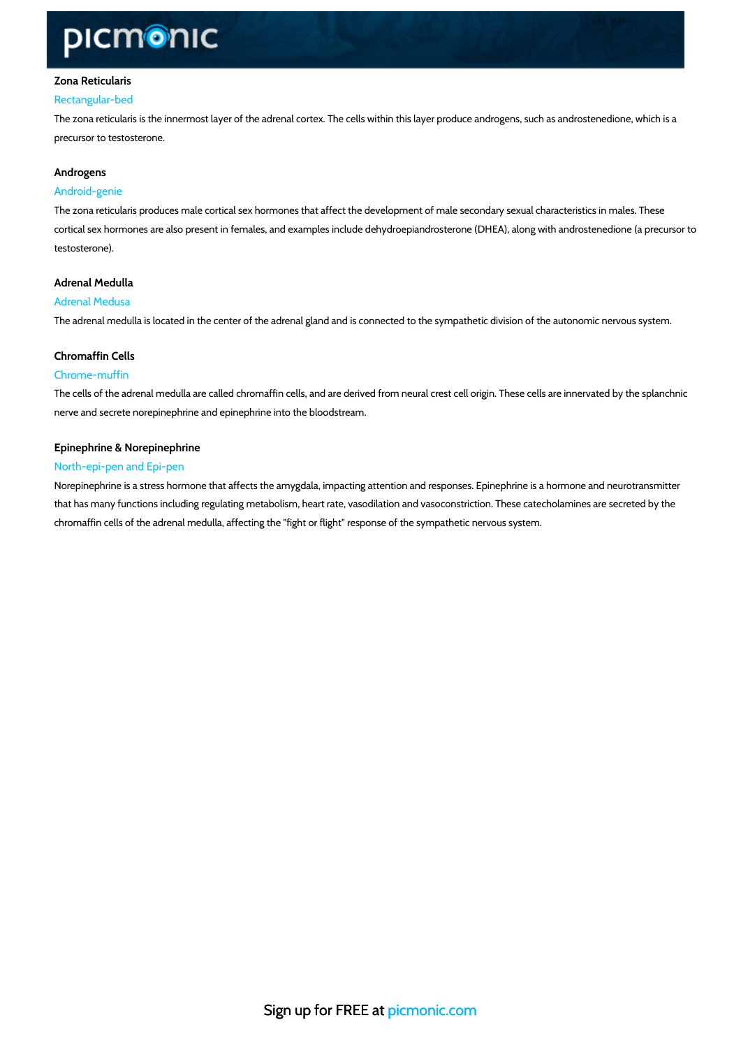### Zona Reticularis

Rectangular-bed

The zona reticularis is the innermost layer of the adrenal cortex. The cells within this layer produce androgens, such as androstenedione, which is a precursor to testosterone.

### Androgens

Android-genie

The zona reticularis produces male cortical sex hormones that affect the development of male secondary sexual characteristics in males. These cortical sex hormones are also present in females, and examples include dehydroepiandrosterone (DHEA), along with androstenedione (a precursor to testosterone).

### Adrenal Medulla

Adrenal Medusa

The adrenal medulla is located in the center of the adrenal gland and is connected to the sympathetic division of the autonomic nervous system.

### Chromaffin Cells

Chrome-muffin

The cells of the adrenal medulla are called chromaffin cells, and are derived from neural crest cell origin. These cells are innervated by the splanchnic nerve and secrete norepinephrine and epinephrine into the bloodstream.

### Epinephrine & Norepinephrine

North-epi-pen and Epi-pen

Norepinephrine is a stress hormone that affects the amygdala, impacting attention and responses. Epinephrine is a hormone and neurotransmitter that has many functions including regulating metabolism, heart rate, vasodilation and vasoconstriction. These catecholamines are secreted by the chromaffin cells of the adrenal medulla, affecting the "fight or flight" response of the sympathetic nervous system.